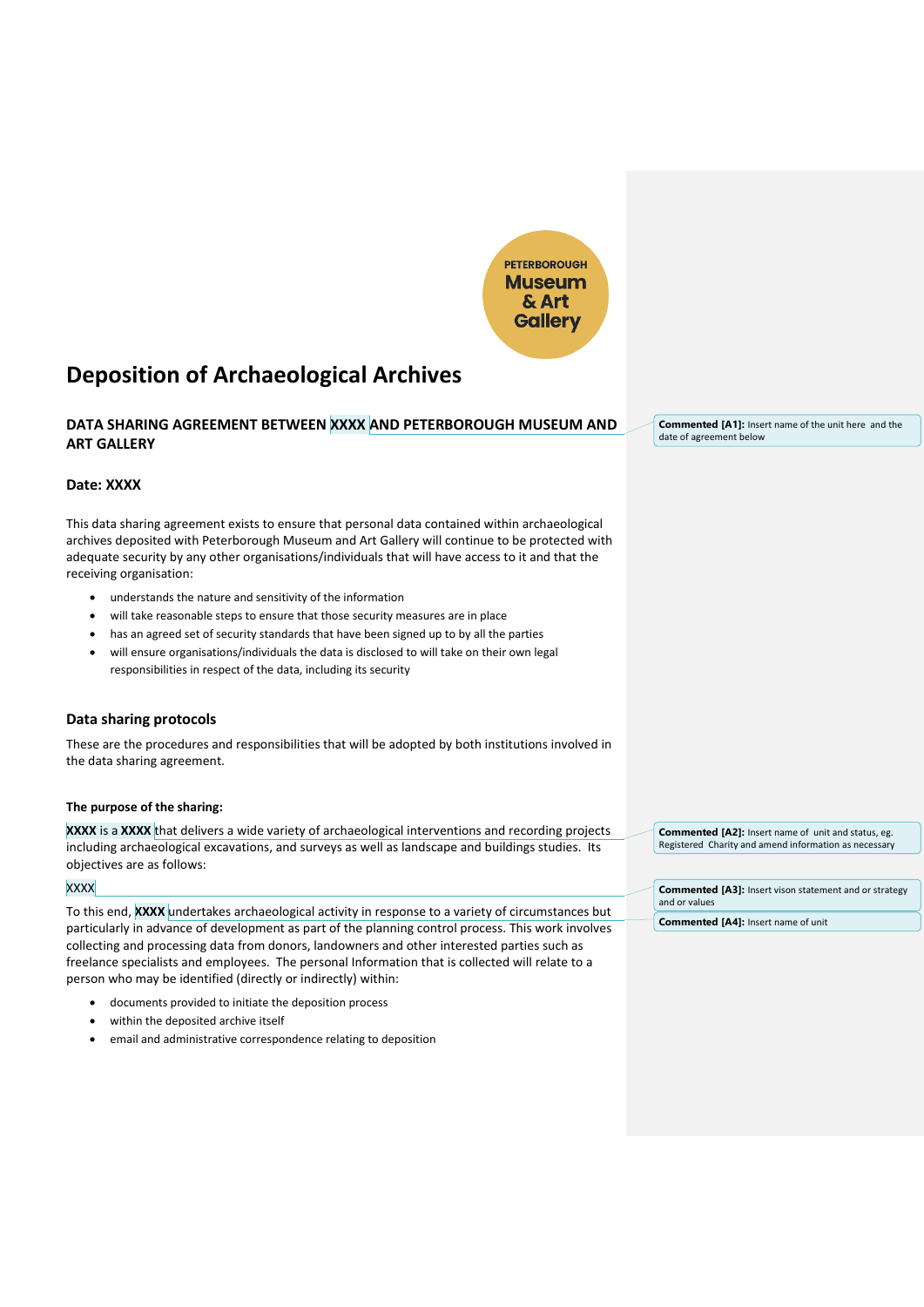PETERBOROUGH Museum & Art Gallery

# Deposition of Archaeological Archives

## DATA SHARING AGREEMENT BETWEEN XXXX AND PETERBOROUGH MUSEUM AND ART GALLERY

**Commented [A1]:** Insert name of the unit here and the date of agreement below

### Date: XXXX

This data sharing agreement exists to ensure that personal data contained within archaeological archives deposited with Peterborough Museum and Art Gallery will continue to be protected with adequate security by any other organisations/individuals that will have access to it and that the receiving organisation:

- understands the nature and sensitivity of the information
- will take reasonable steps to ensure that those security measures are in place
- has an agreed set of security standards that have been signed up to by all the parties
- will ensure organisations/individuals the data is disclosed to will take on their own legal responsibilities in respect of the data, including its security

### Data sharing protocols

These are the procedures and responsibilities that will be adopted by both institutions involved in the data sharing agreement.

**The purpose of the sharing:**

**XXXX** is a **XXXX** that delivers a wide variety of archaeological interventions and recording projects including archaeological excavations, and surveys as well as landscape and buildings studies. Its objectives are as follows:

**Commented [A2]:** Insert name of unit and status, eg. Registered Charity and amend information as necessary

XXXX

**Commented [A3]:** Insert vison statement and or strategy and or values

To this end, **XXXX** undertakes archaeological activity in response to a variety of circumstances but particularly in advance of development as part of the planning control process. This work involves collecting and processing data from donors, landowners and other interested parties such as freelance specialists and employees. The personal Information that is collected will relate to a person who may be identified (directly or indirectly) within:

**Commented [A4]:** Insert name of unit

- documents provided to initiate the deposition process
- within the deposited archive itself
- email and administrative correspondence relating to deposition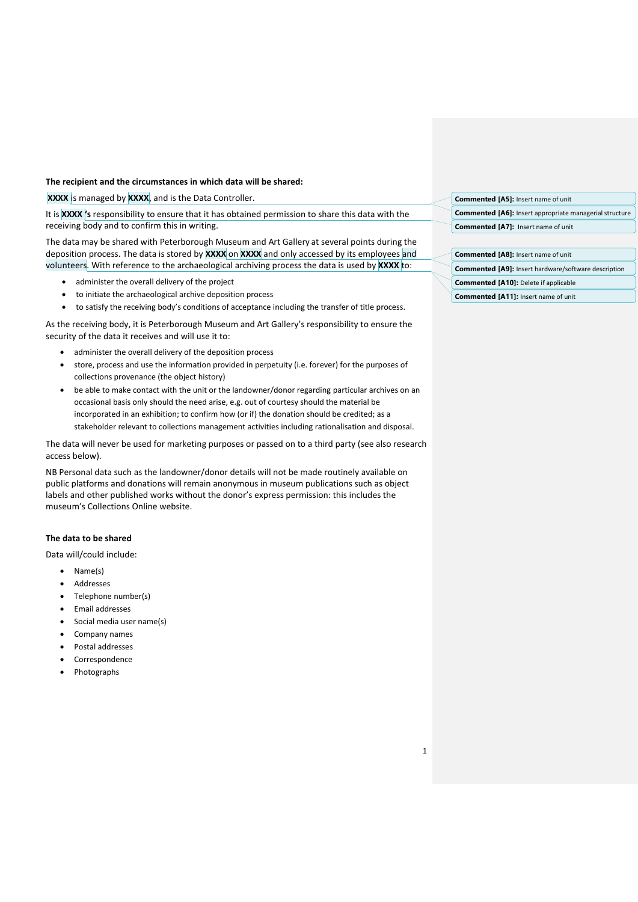**The recipient and the circumstances in which data will be shared:**

**XXXX** is managed by **XXXX**, and is the Data Controller.

It is **XXXX**'s responsibility to ensure that it has obtained permission to share this data with the receiving body and to confirm this in writing.

The data may be shared with Peterborough Museum and Art Gallery at several points during the deposition process. The data is stored by **XXXX** on **XXXX** and only accessed by its employees and volunteers. With reference to the archaeological archiving process the data is used by **XXXX** to:

- administer the overall delivery of the project
- to initiate the archaeological archive deposition process
- to satisfy the receiving body's conditions of acceptance including the transfer of title process.

As the receiving body, it is Peterborough Museum and Art Gallery's responsibility to ensure the security of the data it receives and will use it to:

- administer the overall delivery of the deposition process
- store, process and use the information provided in perpetuity (i.e. forever) for the purposes of collections provenance (the object history)
- be able to make contact with the unit or the landowner/donor regarding particular archives on an occasional basis only should the need arise, e.g. out of courtesy should the material be incorporated in an exhibition; to confirm how (or if) the donation should be credited; as a stakeholder relevant to collections management activities including rationalisation and disposal.

The data will never be used for marketing purposes or passed on to a third party (see also research access below).

NB Personal data such as the landowner/donor details will not be made routinely available on public platforms and donations will remain anonymous in museum publications such as object labels and other published works without the donor's express permission: this includes the museum's Collections Online website.

**Commented [A5]:** Insert name of unit

**Commented [A6]:** Insert appropriate managerial structure

**Commented [A7]:** Insert name of unit

**Commented [A8]:** Insert name of unit

**Commented [A9]:** Insert hardware/software description

**Commented [A10]:** Delete if applicable

**Commented [A11]:** Insert name of unit

**The data to be shared**

Data will/could include:

- Name(s)
- Addresses
- Telephone number(s)
- Email addresses
- Social media user name(s)
- Company names
- Postal addresses
- Correspondence
- Photographs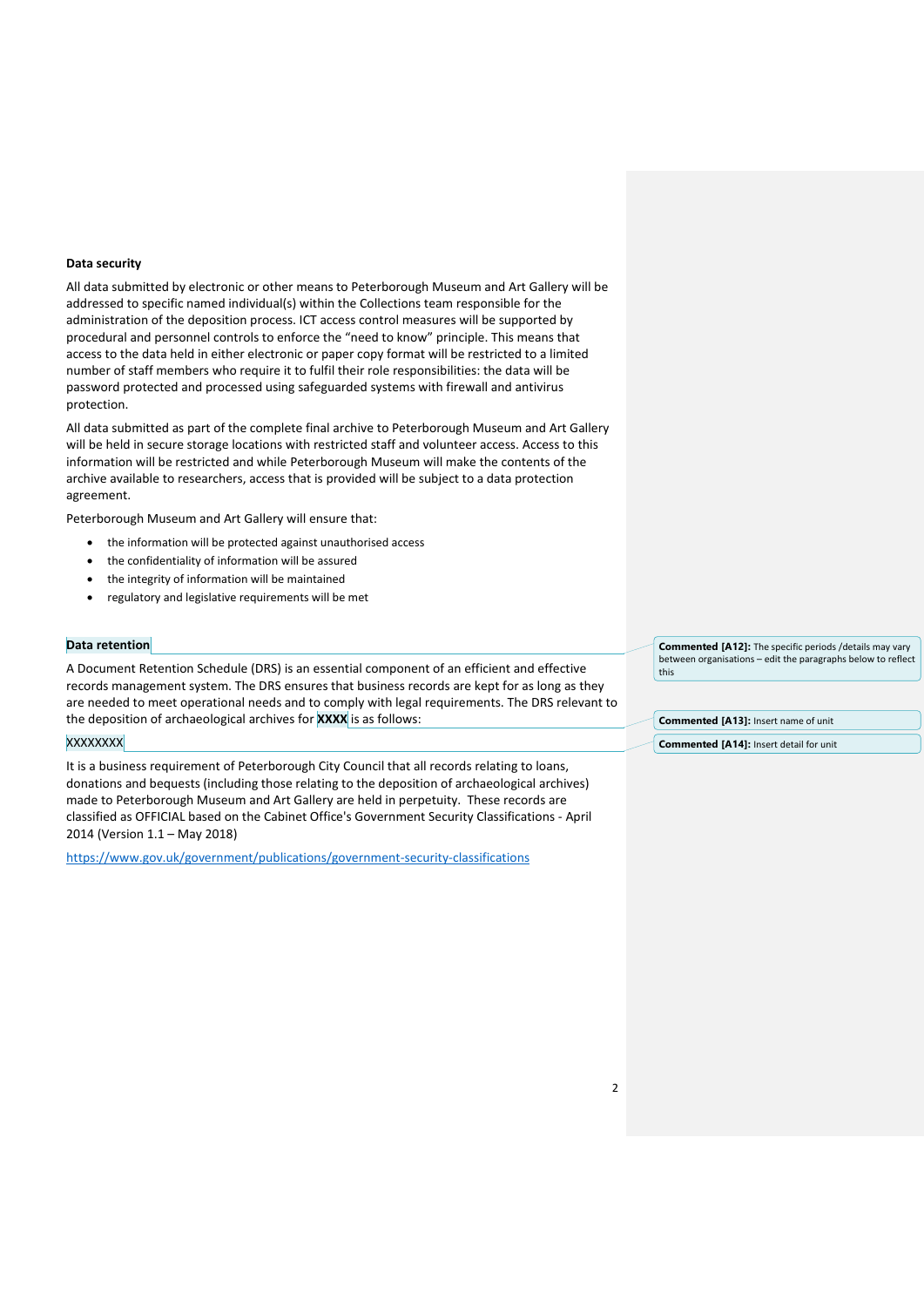**Data security**

All data submitted by electronic or other means to Peterborough Museum and Art Gallery will be addressed to specific named individual(s) within the Collections team responsible for the administration of the deposition process. ICT access control measures will be supported by procedural and personnel controls to enforce the "need to know" principle. This means that access to the data held in either electronic or paper copy format will be restricted to a limited number of staff members who require it to fulfil their role responsibilities: the data will be password protected and processed using safeguarded systems with firewall and antivirus protection.

All data submitted as part of the complete final archive to Peterborough Museum and Art Gallery will be held in secure storage locations with restricted staff and volunteer access. Access to this information will be restricted and while Peterborough Museum will make the contents of the archive available to researchers, access that is provided will be subject to a data protection agreement.

Peterborough Museum and Art Gallery will ensure that:

- the information will be protected against unauthorised access
- the confidentiality of information will be assured
- the integrity of information will be maintained
- regulatory and legislative requirements will be met

**Data retention**

A Document Retention Schedule (DRS) is an essential component of an efficient and effective records management system. The DRS ensures that business records are kept for as long as they are needed to meet operational needs and to comply with legal requirements. The DRS relevant to the deposition of archaeological archives for **XXXX** is as follows:

XXXXXXXX

It is a business requirement of Peterborough City Council that all records relating to loans, donations and bequests (including those relating to the deposition of archaeological archives) made to Peterborough Museum and Art Gallery are held in perpetuity. These records are classified as OFFICIAL based on the Cabinet Office's Government Security Classifications - April 2014 (Version 1.1 – May 2018)

https://www.gov.uk/government/publications/government-security-classifications

**Commented [A12]:** The specific periods /details may vary between organisations – edit the paragraphs below to reflect this

**Commented [A13]:** Insert name of unit

**Commented [A14]:** Insert detail for unit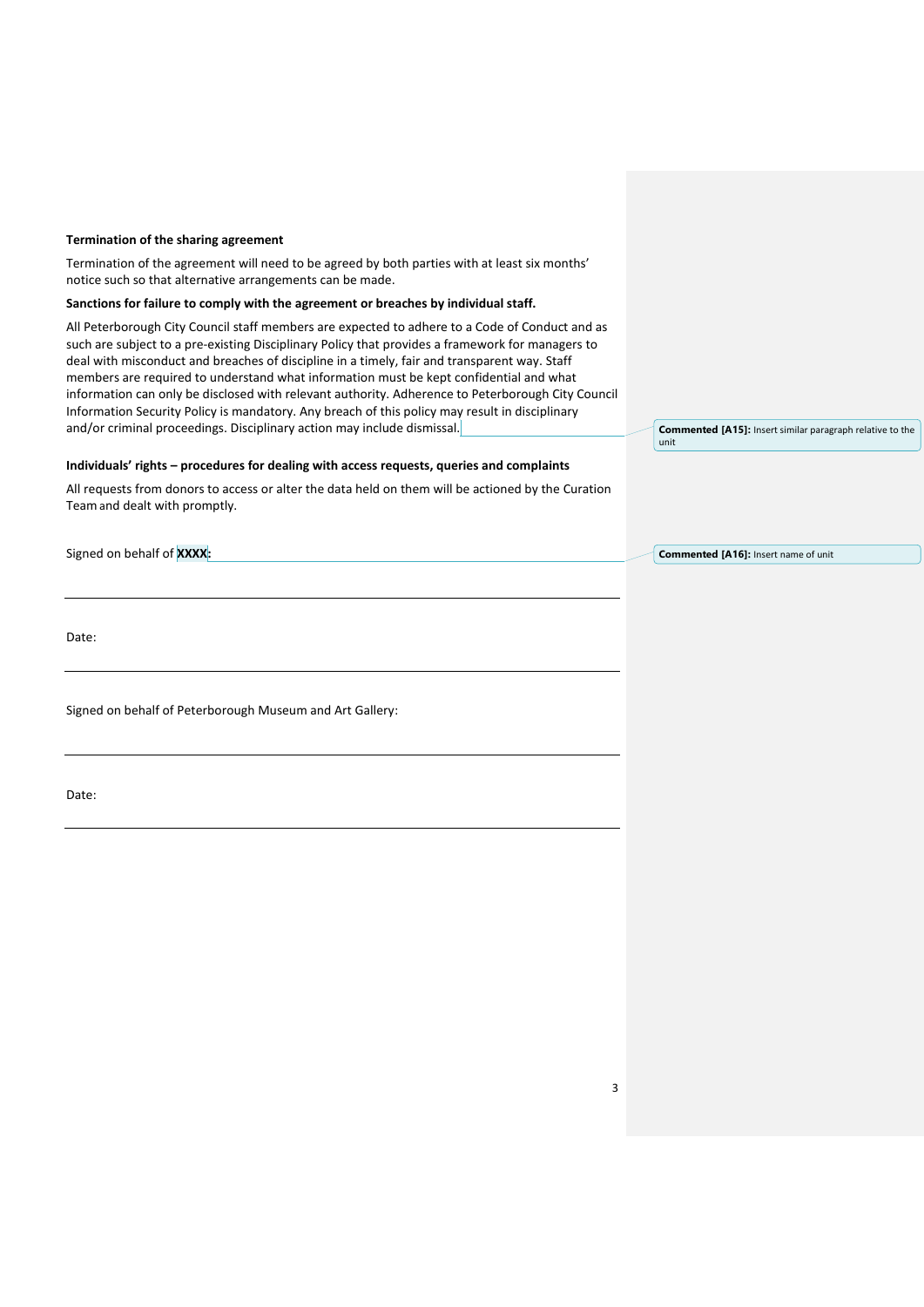**Termination of the sharing agreement**

Termination of the agreement will need to be agreed by both parties with at least six months' notice such so that alternative arrangements can be made.

**Sanctions for failure to comply with the agreement or breaches by individual staff.**

All Peterborough City Council staff members are expected to adhere to a Code of Conduct and as such are subject to a pre-existing Disciplinary Policy that provides a framework for managers to deal with misconduct and breaches of discipline in a timely, fair and transparent way. Staff members are required to understand what information must be kept confidential and what information can only be disclosed with relevant authority. Adherence to Peterborough City Council Information Security Policy is mandatory. Any breach of this policy may result in disciplinary and/or criminal proceedings. Disciplinary action may include dismissal.

**Commented [A15]:** Insert similar paragraph relative to the unit

**Individuals' rights – procedures for dealing with access requests, queries and complaints**

All requests from donors to access or alter the data held on them will be actioned by the Curation Team and dealt with promptly.

Signed on behalf of **XXXX:**

**Commented [A16]:** Insert name of unit

---

Date:

---

Signed on behalf of Peterborough Museum and Art Gallery:

---

Date:

---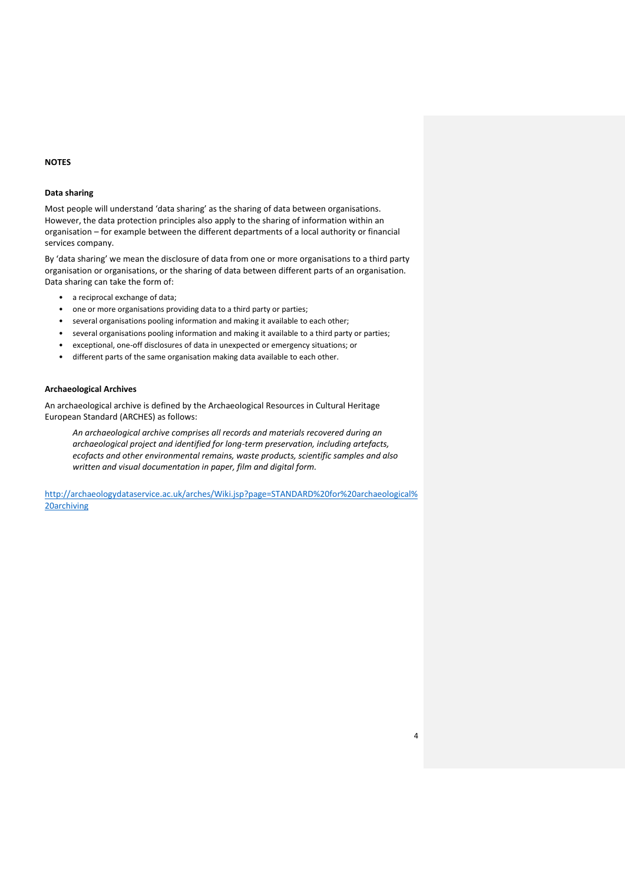**NOTES**

**Data sharing**

Most people will understand 'data sharing' as the sharing of data between organisations. However, the data protection principles also apply to the sharing of information within an organisation – for example between the different departments of a local authority or financial services company.

By 'data sharing' we mean the disclosure of data from one or more organisations to a third party organisation or organisations, or the sharing of data between different parts of an organisation. Data sharing can take the form of:

- a reciprocal exchange of data;
- one or more organisations providing data to a third party or parties;
- several organisations pooling information and making it available to each other;
- several organisations pooling information and making it available to a third party or parties;
- exceptional, one-off disclosures of data in unexpected or emergency situations; or
- different parts of the same organisation making data available to each other.

**Archaeological Archives**

An archaeological archive is defined by the Archaeological Resources in Cultural Heritage European Standard (ARCHES) as follows:

> *An archaeological archive comprises all records and materials recovered during an archaeological project and identified for long-term preservation, including artefacts, ecofacts and other environmental remains, waste products, scientific samples and also written and visual documentation in paper, film and digital form.*

http://archaeologydataservice.ac.uk/arches/Wiki.jsp?page=STANDARD%20for%20archaeological%20archiving